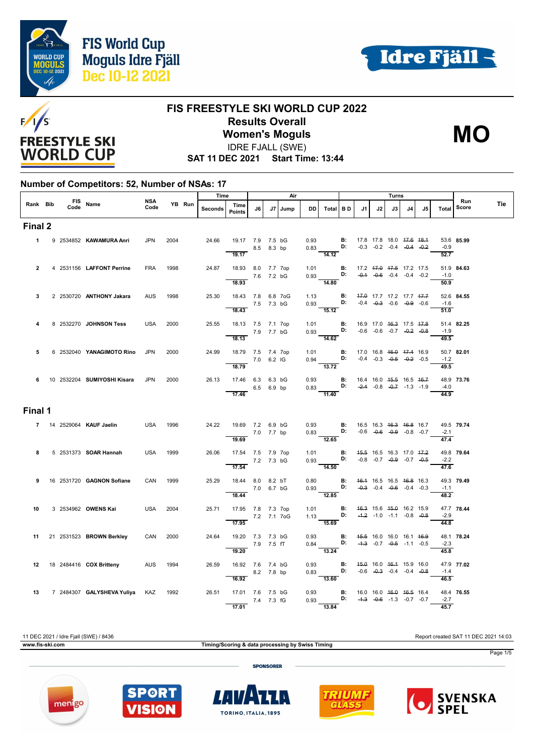# FIS FREESTYLE SKI WORLD CUP 2022

## Results Overall

## Women's Moguls

IDRE FJALL (SWE)

**SAT 11 DEC 2021 Start Time: 13:44**

**MO**

FIS World Cup Moguls Idre Fjäll Dec 10-12 2021

### Number of Competitors: 52, Number of NSAs: 17

| Rank | Bib | FIS Code | Name | NSA Code | YB | Run | Seconds | Time Points | J6 | J7 | Jump | DD | Total | B D | J1 | J2 | J3 | J4 | J5 | Total | Run Score | Tie |
|---|---|---|---|---|---|---|---|---|---|---|---|---|---|---|---|---|---|---|---|---|---|---|
| **Final 2** | | | | | | | | | | | | | | | | | | | | | | |
| 1 | 9 | 2534852 | **KAWAMURA Anri** | JPN | 2004 | | 24.66 | 19.17 | 7.9 | 7.5 | bG | 0.93 | | B: | 17.8 | 17.8 | 18.0 | ~~17.6~~ | ~~18.1~~ | 53.6 | **85.99** | |
| | | | | | | | | | 8.5 | 8.3 | bp | 0.83 | | D: | -0.3 | -0.2 | -0.4 | ~~-0.4~~ | ~~-0.2~~ | -0.9 | | |
| | | | | | | | | 19.17 | | | | | 14.12 | | | | | | | 52.7 | | |
| 2 | 4 | 2531156 | **LAFFONT Perrine** | FRA | 1998 | | 24.87 | 18.93 | 8.0 | 7.7 | 7op | 1.01 | | B: | 17.2 | ~~17.0~~ | ~~17.5~~ | 17.2 | 17.5 | 51.9 | **84.63** | |
| | | | | | | | | | 7.6 | 7.2 | bG | 0.93 | | D: | ~~-0.1~~ | ~~-0.6~~ | -0.4 | -0.4 | -0.2 | -1.0 | | |
| | | | | | | | | 18.93 | | | | | 14.80 | | | | | | | 50.9 | | |
| 3 | 2 | 2530720 | **ANTHONY Jakara** | AUS | 1998 | | 25.30 | 18.43 | 7.8 | 6.8 | 7oG | 1.13 | | B: | ~~17.0~~ | 17.7 | 17.2 | 17.7 | ~~17.7~~ | 52.6 | **84.55** | |
| | | | | | | | | | 7.5 | 7.3 | bG | 0.93 | | D: | -0.4 | ~~-0.3~~ | -0.6 | ~~-0.9~~ | -0.6 | -1.6 | | |
| | | | | | | | | 18.43 | | | | | 15.12 | | | | | | | 51.0 | | |
| 4 | 8 | 2532270 | **JOHNSON Tess** | USA | 2000 | | 25.55 | 18.13 | 7.5 | 7.1 | 7op | 1.01 | | B: | 16.9 | 17.0 | ~~16.3~~ | 17.5 | ~~17.8~~ | 51.4 | **82.25** | |
| | | | | | | | | | 7.9 | 7.7 | bG | 0.93 | | D: | -0.6 | -0.6 | -0.7 | ~~-0.2~~ | ~~-0.8~~ | -1.9 | | |
| | | | | | | | | 18.13 | | | | | 14.62 | | | | | | | 49.5 | | |
| 5 | 6 | 2532040 | **YANAGIMOTO Rino** | JPN | 2000 | | 24.99 | 18.79 | 7.5 | 7.4 | 7op | 1.01 | | B: | 17.0 | 16.8 | ~~16.0~~ | ~~17.4~~ | 16.9 | 50.7 | **82.01** | |
| | | | | | | | | | 7.0 | 6.2 | lG | 0.94 | | D: | -0.4 | -0.3 | ~~-0.5~~ | ~~-0.2~~ | -0.5 | -1.2 | | |
| | | | | | | | | 18.79 | | | | | 13.72 | | | | | | | 49.5 | | |
| 6 | 10 | 2532204 | **SUMIYOSHI Kisara** | JPN | 2000 | | 26.13 | 17.46 | 6.3 | 6.3 | bG | 0.93 | | B: | 16.4 | 16.0 | ~~15.5~~ | 16.5 | ~~16.7~~ | 48.9 | **73.76** | |
| | | | | | | | | | 6.5 | 6.9 | bp | 0.83 | | D: | ~~-2.4~~ | -0.8 | ~~-0.7~~ | -1.3 | -1.9 | -4.0 | | |
| | | | | | | | | 17.46 | | | | | 11.40 | | | | | | | 44.9 | | |
| **Final 1** | | | | | | | | | | | | | | | | | | | | | | |
| 7 | 14 | 2529064 | **KAUF Jaelin** | USA | 1996 | | 24.22 | 19.69 | 7.2 | 6.9 | bG | 0.93 | | B: | 16.5 | 16.3 | ~~16.3~~ | ~~16.8~~ | 16.7 | 49.5 | **79.74** | |
| | | | | | | | | | 7.0 | 7.7 | bp | 0.83 | | D: | -0.6 | ~~-0.6~~ | ~~-0.9~~ | -0.8 | -0.7 | -2.1 | | |
| | | | | | | | | 19.69 | | | | | 12.65 | | | | | | | 47.4 | | |
| 8 | 5 | 2531373 | **SOAR Hannah** | USA | 1999 | | 26.06 | 17.54 | 7.5 | 7.9 | 7op | 1.01 | | B: | ~~15.5~~ | 16.5 | 16.3 | 17.0 | ~~17.2~~ | 49.8 | **79.64** | |
| | | | | | | | | | 7.2 | 7.3 | bG | 0.93 | | D: | -0.8 | -0.7 | ~~-0.9~~ | -0.7 | ~~-0.5~~ | -2.2 | | |
| | | | | | | | | 17.54 | | | | | 14.50 | | | | | | | 47.6 | | |
| 9 | 16 | 2531720 | **GAGNON Sofiane** | CAN | 1999 | | 25.29 | 18.44 | 8.0 | 8.2 | bT | 0.80 | | B: | ~~16.1~~ | 16.5 | 16.5 | ~~16.8~~ | 16.3 | 49.3 | **79.49** | |
| | | | | | | | | | 7.0 | 6.7 | bG | 0.93 | | D: | ~~-0.3~~ | -0.4 | ~~-0.6~~ | -0.4 | -0.3 | -1.1 | | |
| | | | | | | | | 18.44 | | | | | 12.85 | | | | | | | 48.2 | | |
| 10 | 3 | 2534962 | **OWENS Kai** | USA | 2004 | | 25.71 | 17.95 | 7.8 | 7.3 | 7op | 1.01 | | B: | ~~16.3~~ | 15.6 | ~~15.0~~ | 16.2 | 15.9 | 47.7 | **78.44** | |
| | | | | | | | | | 7.2 | 7.1 | 7oG | 1.13 | | D: | ~~-1.2~~ | -1.0 | -1.1 | -0.8 | ~~-0.8~~ | -2.9 | | |
| | | | | | | | | 17.95 | | | | | 15.69 | | | | | | | 44.8 | | |
| 11 | 21 | 2531523 | **BROWN Berkley** | CAN | 2000 | | 24.64 | 19.20 | 7.3 | 7.3 | bG | 0.93 | | B: | ~~15.5~~ | 16.0 | 16.0 | 16.1 | ~~16.9~~ | 48.1 | **78.24** | |
| | | | | | | | | | 7.9 | 7.5 | fT | 0.84 | | D: | ~~-1.3~~ | -0.7 | ~~-0.5~~ | -1.1 | -0.5 | -2.3 | | |
| | | | | | | | | 19.20 | | | | | 13.24 | | | | | | | 45.8 | | |
| 12 | 18 | 2484416 | **COX Britteny** | AUS | 1994 | | 26.59 | 16.92 | 7.6 | 7.4 | bG | 0.93 | | B: | ~~15.0~~ | 16.0 | ~~16.1~~ | 15.9 | 16.0 | 47.9 | **77.02** | |
| | | | | | | | | | 8.2 | 7.8 | bp | 0.83 | | D: | -0.6 | ~~-0.3~~ | -0.4 | -0.4 | ~~-0.8~~ | -1.4 | | |
| | | | | | | | | 16.92 | | | | | 13.60 | | | | | | | 46.5 | | |
| 13 | 7 | 2484307 | **GALYSHEVA Yuliya** | KAZ | 1992 | | 26.51 | 17.01 | 7.6 | 7.5 | bG | 0.93 | | B: | 16.0 | 16.0 | ~~16.0~~ | ~~16.5~~ | 16.4 | 48.4 | **76.55** | |
| | | | | | | | | | 7.4 | 7.3 | fG | 0.93 | | D: | ~~-1.3~~ | ~~-0.6~~ | -1.3 | -0.7 | -0.7 | -2.7 | | |
| | | | | | | | | 17.01 | | | | | 13.84 | | | | | | | 45.7 | | |

11 DEC 2021 / Idre Fjall (SWE) / 8436 — Report created SAT 11 DEC 2021 14:03

www.fis-ski.com — Timing/Scoring & data processing by Swiss Timing

SPONSORER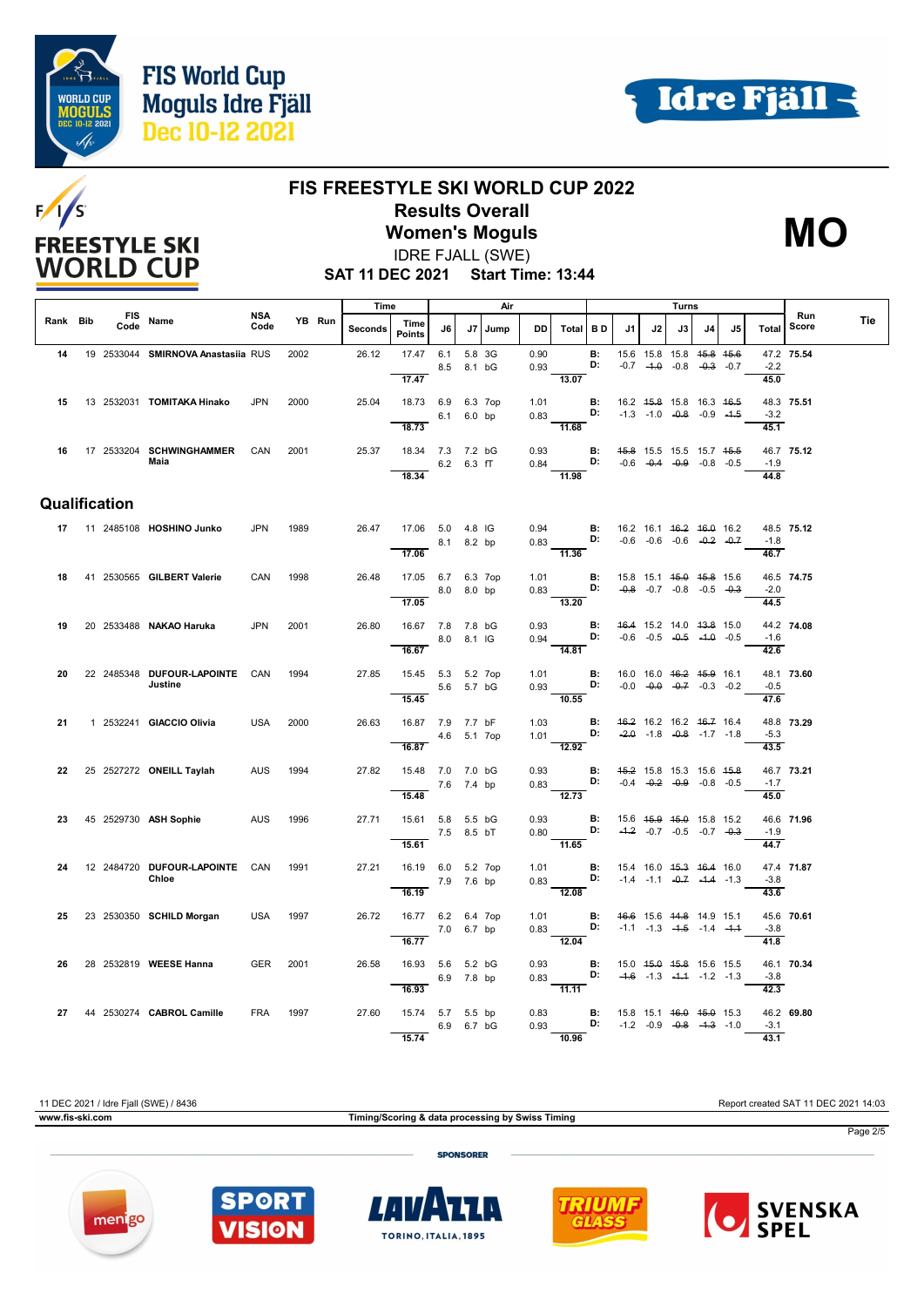# FIS FREESTYLE SKI WORLD CUP 2022

## Results Overall

## Women's Moguls

IDRE FJALL (SWE)

**SAT 11 DEC 2021 Start Time: 13:44**

**MO**

| Rank | Bib | FIS Code | Name | NSA Code | YB | Run | Seconds | Time Points | J6 | J7 | Jump | DD | Total | B D | J1 | J2 | J3 | J4 | J5 | Total | Run Score | Tie |
|---|---|---|---|---|---|---|---|---|---|---|---|---|---|---|---|---|---|---|---|---|---|---|
| 14 | 19 | 2533044 | SMIRNOVA Anastasiia | RUS | 2002 | | 26.12 | 17.47 | 6.1 / 8.5 | 5.8 / 8.1 | 3G / bG | 0.90 / 0.93 | 13.07 | B: / D: | 15.6 / -0.7 | 15.8 / ~~-1.0~~ | 15.8 / -0.8 | ~~15.8~~ / ~~-0.3~~ | ~~15.6~~ / -0.7 | 47.2 / -2.2 / 45.0 | 75.54 | |
| 15 | 13 | 2532031 | TOMITAKA Hinako | JPN | 2000 | | 25.04 | 18.73 | 6.9 / 6.1 | 6.3 / 6.0 | 7op / bp | 1.01 / 0.83 | 11.68 | B: / D: | 16.2 / -1.3 | ~~15.8~~ / -1.0 | 15.8 / ~~-0.8~~ | 16.3 / -0.9 | ~~16.5~~ / ~~-1.5~~ | 48.3 / -3.2 / 45.1 | 75.51 | |
| 16 | 17 | 2533204 | SCHWINGHAMMER Maia | CAN | 2001 | | 25.37 | 18.34 | 7.3 / 6.2 | 7.2 / 6.3 | bG / fT | 0.93 / 0.84 | 11.98 | B: / D: | ~~15.8~~ / -0.6 | 15.5 / ~~-0.4~~ | 15.5 / ~~-0.9~~ | 15.7 / -0.8 | ~~15.5~~ / -0.5 | 46.7 / -1.9 / 44.8 | 75.12 | |

## Qualification

| Rank | Bib | FIS Code | Name | NSA Code | YB | Run | Seconds | Time Points | J6 | J7 | Jump | DD | Total | B D | J1 | J2 | J3 | J4 | J5 | Total | Run Score | Tie |
|---|---|---|---|---|---|---|---|---|---|---|---|---|---|---|---|---|---|---|---|---|---|---|
| 17 | 11 | 2485108 | HOSHINO Junko | JPN | 1989 | | 26.47 | 17.06 | 5.0 / 8.1 | 4.8 / 8.2 | IG / bp | 0.94 / 0.83 | 11.36 | B: / D: | 16.2 / -0.6 | 16.1 / -0.6 | ~~16.2~~ / -0.6 | ~~16.0~~ / ~~-0.2~~ | 16.2 / ~~-0.7~~ | 48.5 / -1.8 / 46.7 | 75.12 | |
| 18 | 41 | 2530565 | GILBERT Valerie | CAN | 1998 | | 26.48 | 17.05 | 6.7 / 8.0 | 6.3 / 8.0 | 7op / bp | 1.01 / 0.83 | 13.20 | B: / D: | 15.8 / ~~-0.8~~ | 15.1 / -0.7 | ~~15.0~~ / -0.8 | ~~15.8~~ / -0.5 | 15.6 / ~~-0.3~~ | 46.5 / -2.0 / 44.5 | 74.75 | |
| 19 | 20 | 2533488 | NAKAO Haruka | JPN | 2001 | | 26.80 | 16.67 | 7.8 / 8.0 | 7.8 / 8.1 | bG / IG | 0.93 / 0.94 | 14.81 | B: / D: | ~~16.4~~ / -0.6 | 15.2 / -0.5 | 14.0 / ~~-0.5~~ | ~~13.8~~ / ~~-1.0~~ | 15.0 / -0.5 | 44.2 / -1.6 / 42.6 | 74.08 | |
| 20 | 22 | 2485348 | DUFOUR-LAPOINTE Justine | CAN | 1994 | | 27.85 | 15.45 | 5.3 / 5.6 | 5.2 / 5.7 | 7op / bG | 1.01 / 0.93 | 10.55 | B: / D: | 16.0 / -0.0 | 16.0 / ~~-0.0~~ | ~~16.2~~ / ~~-0.7~~ | ~~15.9~~ / -0.3 | 16.1 / -0.2 | 48.1 / -0.5 / 47.6 | 73.60 | |
| 21 | 1 | 2532241 | GIACCIO Olivia | USA | 2000 | | 26.63 | 16.87 | 7.9 / 4.6 | 7.7 / 5.1 | bF / 7op | 1.03 / 1.01 | 12.92 | B: / D: | ~~16.2~~ / ~~-2.0~~ | 16.2 / -1.8 | 16.2 / ~~-0.8~~ | ~~16.7~~ / -1.7 | 16.4 / -1.8 | 48.8 / -5.3 / 43.5 | 73.29 | |
| 22 | 25 | 2527272 | ONEILL Taylah | AUS | 1994 | | 27.82 | 15.48 | 7.0 / 7.6 | 7.0 / 7.4 | bG / bp | 0.93 / 0.83 | 12.73 | B: / D: | ~~15.2~~ / -0.4 | 15.8 / ~~-0.2~~ | 15.3 / ~~-0.9~~ | 15.6 / -0.8 | ~~15.8~~ / -0.5 | 46.7 / -1.7 / 45.0 | 73.21 | |
| 23 | 45 | 2529730 | ASH Sophie | AUS | 1996 | | 27.71 | 15.61 | 5.8 / 7.5 | 5.5 / 8.5 | bG / bT | 0.93 / 0.80 | 11.65 | B: / D: | 15.6 / ~~-1.2~~ | ~~15.9~~ / -0.7 | ~~15.0~~ / -0.5 | 15.8 / -0.7 | 15.2 / ~~-0.3~~ | 46.6 / -1.9 / 44.7 | 71.96 | |
| 24 | 12 | 2484720 | DUFOUR-LAPOINTE Chloe | CAN | 1991 | | 27.21 | 16.19 | 6.0 / 7.9 | 5.2 / 7.6 | 7op / bp | 1.01 / 0.83 | 12.08 | B: / D: | 15.4 / -1.4 | 16.0 / -1.1 | ~~15.3~~ / ~~-0.7~~ | ~~16.4~~ / ~~-1.4~~ | 16.0 / -1.3 | 47.4 / -3.8 / 43.6 | 71.87 | |
| 25 | 23 | 2530350 | SCHILD Morgan | USA | 1997 | | 26.72 | 16.77 | 6.2 / 7.0 | 6.4 / 6.7 | 7op / bp | 1.01 / 0.83 | 12.04 | B: / D: | ~~16.6~~ / -1.1 | 15.6 / -1.3 | ~~14.8~~ / ~~-1.5~~ | 14.9 / -1.4 | 15.1 / ~~-1.1~~ | 45.6 / -3.8 / 41.8 | 70.61 | |
| 26 | 28 | 2532819 | WEESE Hanna | GER | 2001 | | 26.58 | 16.93 | 5.6 / 6.9 | 5.2 / 7.8 | bG / bp | 0.93 / 0.83 | 11.11 | B: / D: | 15.0 / ~~-1.6~~ | ~~15.0~~ / -1.3 | ~~15.8~~ / ~~-1.1~~ | 15.6 / -1.2 | 15.5 / -1.3 | 46.1 / -3.8 / 42.3 | 70.34 | |
| 27 | 44 | 2530274 | CABROL Camille | FRA | 1997 | | 27.60 | 15.74 | 5.7 / 6.9 | 5.5 / 6.7 | bp / bG | 0.83 / 0.93 | 10.96 | B: / D: | 15.8 / -1.2 | 15.1 / -0.9 | ~~16.0~~ / ~~-0.8~~ | ~~15.0~~ / ~~-1.3~~ | 15.3 / -1.0 | 46.2 / -3.1 / 43.1 | 69.80 | |

11 DEC 2021 / Idre Fjall (SWE) / 8436 — Report created SAT 11 DEC 2021 14:03

www.fis-ski.com — Timing/Scoring & data processing by Swiss Timing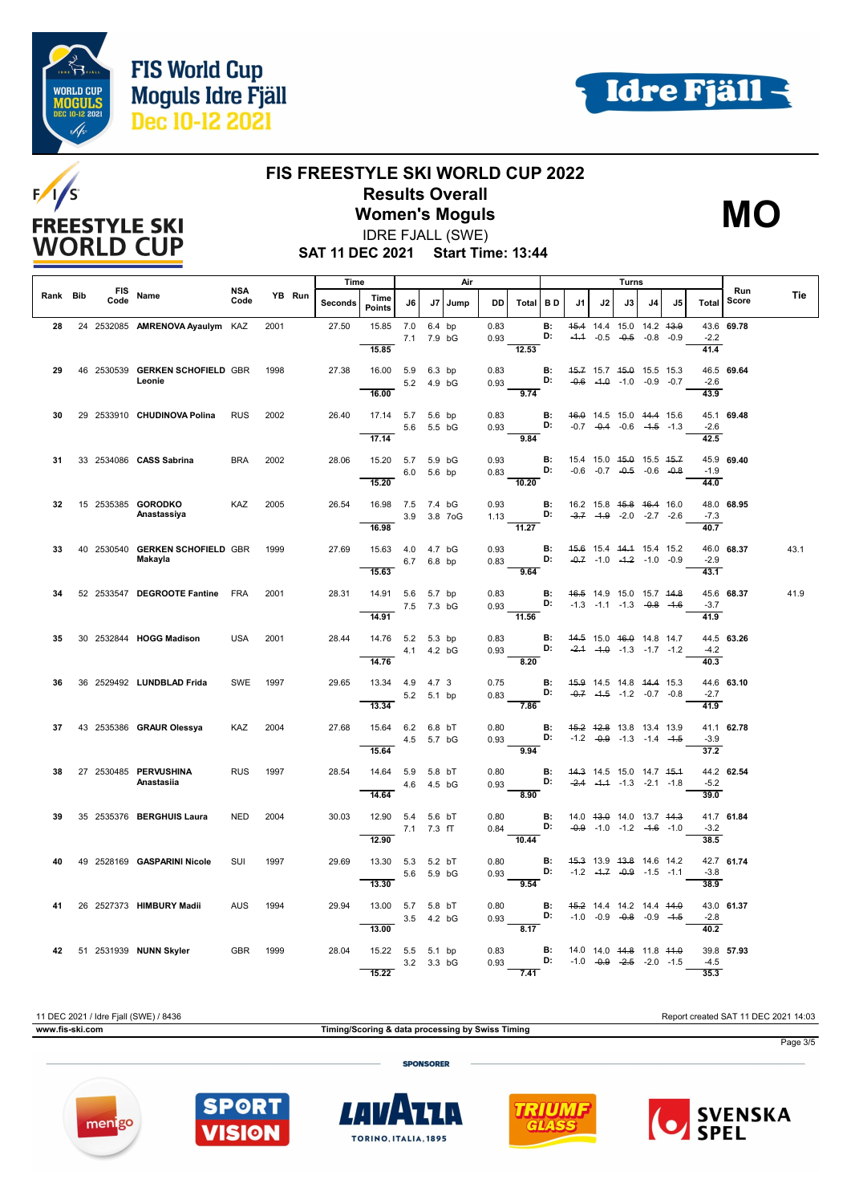# FIS World Cup Moguls Idre Fjäll Dec 10-12 2021

## FIS FREESTYLE SKI WORLD CUP 2022
## Results Overall
## Women's Moguls

**MO**

IDRE FJALL (SWE)

**SAT 11 DEC 2021 Start Time: 13:44**

| Rank | Bib | FIS Code | Name | NSA Code | YB | Run | Time Seconds | Time Points | J6 | J7 | Jump | DD | Air Total | BD | J1 | J2 | J3 | J4 | J5 | Turns Total | Run Score | Tie |
|---|---|---|---|---|---|---|---|---|---|---|---|---|---|---|---|---|---|---|---|---|---|---|
| 28 | 24 | 2532085 | AMRENOVA Ayaulym | KAZ | 2001 | | 27.50 | 15.85 | 7.0 | 6.4 | bp | 0.83 | | B: | ~~15.4~~ | 14.4 | 15.0 | 14.2 | ~~13.9~~ | 43.6 | 69.78 | |
| | | | | | | | | | 7.1 | 7.9 | bG | 0.93 | | D: | ~~-1.1~~ | -0.5 | ~~-0.5~~ | -0.8 | -0.9 | -2.2 | | |
| | | | | | | | | 15.85 | | | | | 12.53 | | | | | | | 41.4 | | |
| 29 | 46 | 2530539 | GERKEN SCHOFIELD Leonie | GBR | 1998 | | 27.38 | 16.00 | 5.9 | 6.3 | bp | 0.83 | | B: | ~~15.7~~ | 15.7 | ~~15.0~~ | 15.5 | 15.3 | 46.5 | 69.64 | |
| | | | | | | | | | 5.2 | 4.9 | bG | 0.93 | | D: | ~~-0.6~~ | ~~-1.0~~ | -1.0 | -0.9 | -0.7 | -2.6 | | |
| | | | | | | | | 16.00 | | | | | 9.74 | | | | | | | 43.9 | | |
| 30 | 29 | 2533910 | CHUDINOVA Polina | RUS | 2002 | | 26.40 | 17.14 | 5.7 | 5.6 | bp | 0.83 | | B: | ~~16.0~~ | 14.5 | 15.0 | ~~14.4~~ | 15.6 | 45.1 | 69.48 | |
| | | | | | | | | | 5.6 | 5.5 | bG | 0.93 | | D: | -0.7 | ~~-0.4~~ | -0.6 | ~~-1.5~~ | -1.3 | -2.6 | | |
| | | | | | | | | 17.14 | | | | | 9.84 | | | | | | | 42.5 | | |
| 31 | 33 | 2534086 | CASS Sabrina | BRA | 2002 | | 28.06 | 15.20 | 5.7 | 5.9 | bG | 0.93 | | B: | 15.4 | 15.0 | ~~15.0~~ | 15.5 | ~~15.7~~ | 45.9 | 69.40 | |
| | | | | | | | | | 6.0 | 5.6 | bp | 0.83 | | D: | -0.6 | -0.7 | ~~-0.5~~ | -0.6 | ~~-0.8~~ | -1.9 | | |
| | | | | | | | | 15.20 | | | | | 10.20 | | | | | | | 44.0 | | |
| 32 | 15 | 2535385 | GORODKO Anastassiya | KAZ | 2005 | | 26.54 | 16.98 | 7.5 | 7.4 | bG | 0.93 | | B: | 16.2 | 15.8 | ~~15.8~~ | ~~16.4~~ | 16.0 | 48.0 | 68.95 | |
| | | | | | | | | | 3.9 | 3.8 | 7oG | 1.13 | | D: | ~~-3.7~~ | ~~-1.9~~ | -2.0 | -2.7 | -2.6 | -7.3 | | |
| | | | | | | | | 16.98 | | | | | 11.27 | | | | | | | 40.7 | | |
| 33 | 40 | 2530540 | GERKEN SCHOFIELD Makayla | GBR | 1999 | | 27.69 | 15.63 | 4.0 | 4.7 | bG | 0.93 | | B: | ~~15.6~~ | 15.4 | ~~14.1~~ | 15.4 | 15.2 | 46.0 | 68.37 | 43.1 |
| | | | | | | | | | 6.7 | 6.8 | bp | 0.83 | | D: | ~~-0.7~~ | -1.0 | ~~-1.2~~ | -1.0 | -0.9 | -2.9 | | |
| | | | | | | | | 15.63 | | | | | 9.64 | | | | | | | 43.1 | | |
| 34 | 52 | 2533547 | DEGROOTE Fantine | FRA | 2001 | | 28.31 | 14.91 | 5.6 | 5.7 | bp | 0.83 | | B: | ~~16.5~~ | 14.9 | 15.0 | 15.7 | ~~14.8~~ | 45.6 | 68.37 | 41.9 |
| | | | | | | | | | 7.5 | 7.3 | bG | 0.93 | | D: | -1.3 | -1.1 | -1.3 | ~~-0.8~~ | ~~-1.6~~ | -3.7 | | |
| | | | | | | | | 14.91 | | | | | 11.56 | | | | | | | 41.9 | | |
| 35 | 30 | 2532844 | HOGG Madison | USA | 2001 | | 28.44 | 14.76 | 5.2 | 5.3 | bp | 0.83 | | B: | ~~14.5~~ | 15.0 | ~~16.0~~ | 14.8 | 14.7 | 44.5 | 63.26 | |
| | | | | | | | | | 4.1 | 4.2 | bG | 0.93 | | D: | ~~-2.1~~ | ~~-1.0~~ | -1.3 | -1.7 | -1.2 | -4.2 | | |
| | | | | | | | | 14.76 | | | | | 8.20 | | | | | | | 40.3 | | |
| 36 | 36 | 2529492 | LUNDBLAD Frida | SWE | 1997 | | 29.65 | 13.34 | 4.9 | 4.7 | 3 | 0.75 | | B: | ~~15.9~~ | 14.5 | 14.8 | ~~14.4~~ | 15.3 | 44.6 | 63.10 | |
| | | | | | | | | | 5.2 | 5.1 | bp | 0.83 | | D: | ~~-0.7~~ | ~~-1.5~~ | -1.2 | -0.7 | -0.8 | -2.7 | | |
| | | | | | | | | 13.34 | | | | | 7.86 | | | | | | | 41.9 | | |
| 37 | 43 | 2535386 | GRAUR Olessya | KAZ | 2004 | | 27.68 | 15.64 | 6.2 | 6.8 | bT | 0.80 | | B: | ~~15.2~~ | ~~12.8~~ | 13.8 | 13.4 | 13.9 | 41.1 | 62.78 | |
| | | | | | | | | | 4.5 | 5.7 | bG | 0.93 | | D: | -1.2 | ~~-0.9~~ | -1.3 | -1.4 | ~~-1.5~~ | -3.9 | | |
| | | | | | | | | 15.64 | | | | | 9.94 | | | | | | | 37.2 | | |
| 38 | 27 | 2530485 | PERVUSHINA Anastasiia | RUS | 1997 | | 28.54 | 14.64 | 5.9 | 5.8 | bT | 0.80 | | B: | ~~14.3~~ | 14.5 | 15.0 | 14.7 | ~~15.1~~ | 44.2 | 62.54 | |
| | | | | | | | | | 4.6 | 4.5 | bG | 0.93 | | D: | ~~-2.4~~ | ~~-1.1~~ | -1.3 | -2.1 | -1.8 | -5.2 | | |
| | | | | | | | | 14.64 | | | | | 8.90 | | | | | | | 39.0 | | |
| 39 | 35 | 2535376 | BERGHUIS Laura | NED | 2004 | | 30.03 | 12.90 | 5.4 | 5.6 | bT | 0.80 | | B: | 14.0 | ~~13.0~~ | 14.0 | 13.7 | ~~14.3~~ | 41.7 | 61.84 | |
| | | | | | | | | | 7.1 | 7.3 | fT | 0.84 | | D: | ~~-0.9~~ | -1.0 | -1.2 | ~~-1.6~~ | -1.0 | -3.2 | | |
| | | | | | | | | 12.90 | | | | | 10.44 | | | | | | | 38.5 | | |
| 40 | 49 | 2528169 | GASPARINI Nicole | SUI | 1997 | | 29.69 | 13.30 | 5.3 | 5.2 | bT | 0.80 | | B: | ~~15.3~~ | 13.9 | ~~13.8~~ | 14.6 | 14.2 | 42.7 | 61.74 | |
| | | | | | | | | | 5.6 | 5.9 | bG | 0.93 | | D: | -1.2 | ~~-1.7~~ | ~~-0.9~~ | -1.5 | -1.1 | -3.8 | | |
| | | | | | | | | 13.30 | | | | | 9.54 | | | | | | | 38.9 | | |
| 41 | 26 | 2527373 | HIMBURY Madii | AUS | 1994 | | 29.94 | 13.00 | 5.7 | 5.8 | bT | 0.80 | | B: | ~~15.2~~ | 14.4 | 14.2 | 14.4 | ~~14.0~~ | 43.0 | 61.37 | |
| | | | | | | | | | 3.5 | 4.2 | bG | 0.93 | | D: | -1.0 | -0.9 | ~~-0.8~~ | -0.9 | ~~-1.5~~ | -2.8 | | |
| | | | | | | | | 13.00 | | | | | 8.17 | | | | | | | 40.2 | | |
| 42 | 51 | 2531939 | NUNN Skyler | GBR | 1999 | | 28.04 | 15.22 | 5.5 | 5.1 | bp | 0.83 | | B: | 14.0 | 14.0 | ~~14.8~~ | 11.8 | ~~11.0~~ | 39.8 | 57.93 | |
| | | | | | | | | | 3.2 | 3.3 | bG | 0.93 | | D: | -1.0 | ~~-0.9~~ | ~~-2.5~~ | -2.0 | -1.5 | -4.5 | | |
| | | | | | | | | 15.22 | | | | | 7.41 | | | | | | | 35.3 | | |

11 DEC 2021 / Idre Fjall (SWE) / 8436 — Report created SAT 11 DEC 2021 14:03

www.fis-ski.com — Timing/Scoring & data processing by Swiss Timing

SPONSORER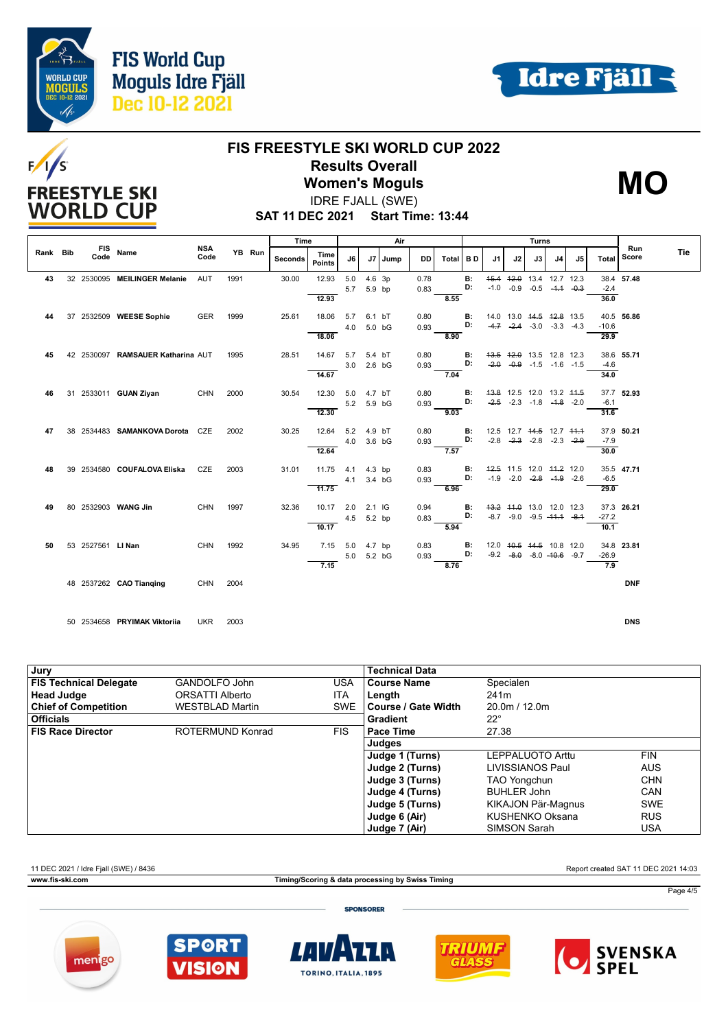# FIS FREESTYLE SKI WORLD CUP 2022

## Results Overall

## Women's Moguls

**MO**

IDRE FJALL (SWE)

**SAT 11 DEC 2021 Start Time: 13:44**

| Rank | Bib | FIS Code | Name | NSA Code | YB | Run | Time Seconds | Time Points | J6 | J7 | Jump | DD | Air Total | B D | J1 | J2 | J3 | J4 | J5 | Turns Total | Run Score | Tie |
|---|---|---|---|---|---|---|---|---|---|---|---|---|---|---|---|---|---|---|---|---|---|---|
| 43 | 32 | 2530095 | **MEILINGER Melanie** | AUT | 1991 | | 30.00 | 12.93 | 5.0 | 4.6 | 3p | 0.78 | | B: | ~~15.4~~ | ~~12.0~~ | 13.4 | 12.7 | 12.3 | 38.4 | **57.48** | |
| | | | | | | | | | 5.7 | 5.9 | bp | 0.83 | | D: | -1.0 | -0.9 | -0.5 | ~~-1.1~~ | ~~-0.3~~ | -2.4 | | |
| | | | | | | | | 12.93 | | | | | 8.55 | | | | | | | 36.0 | | |
| 44 | 37 | 2532509 | **WEESE Sophie** | GER | 1999 | | 25.61 | 18.06 | 5.7 | 6.1 | bT | 0.80 | | B: | 14.0 | 13.0 | ~~14.5~~ | ~~12.8~~ | 13.5 | 40.5 | **56.86** | |
| | | | | | | | | | 4.0 | 5.0 | bG | 0.93 | | D: | ~~-4.7~~ | ~~-2.4~~ | -3.0 | -3.3 | -4.3 | -10.6 | | |
| | | | | | | | | 18.06 | | | | | 8.90 | | | | | | | 29.9 | | |
| 45 | 42 | 2530097 | **RAMSAUER Katharina** | AUT | 1995 | | 28.51 | 14.67 | 5.7 | 5.4 | bT | 0.80 | | B: | ~~13.5~~ | ~~12.0~~ | 13.5 | 12.8 | 12.3 | 38.6 | **55.71** | |
| | | | | | | | | | 3.0 | 2.6 | bG | 0.93 | | D: | ~~-2.0~~ | ~~-0.9~~ | -1.5 | -1.6 | -1.5 | -4.6 | | |
| | | | | | | | | 14.67 | | | | | 7.04 | | | | | | | 34.0 | | |
| 46 | 31 | 2533011 | **GUAN Ziyan** | CHN | 2000 | | 30.54 | 12.30 | 5.0 | 4.7 | bT | 0.80 | | B: | ~~13.8~~ | 12.5 | 12.0 | 13.2 | ~~11.5~~ | 37.7 | **52.93** | |
| | | | | | | | | | 5.2 | 5.9 | bG | 0.93 | | D: | ~~-2.5~~ | -2.3 | -1.8 | ~~-1.8~~ | -2.0 | -6.1 | | |
| | | | | | | | | 12.30 | | | | | 9.03 | | | | | | | 31.6 | | |
| 47 | 38 | 2534483 | **SAMANKOVA Dorota** | CZE | 2002 | | 30.25 | 12.64 | 5.2 | 4.9 | bT | 0.80 | | B: | 12.5 | 12.7 | ~~14.5~~ | 12.7 | ~~11.1~~ | 37.9 | **50.21** | |
| | | | | | | | | | 4.0 | 3.6 | bG | 0.93 | | D: | -2.8 | ~~-2.3~~ | -2.8 | -2.3 | ~~-2.9~~ | -7.9 | | |
| | | | | | | | | 12.64 | | | | | 7.57 | | | | | | | 30.0 | | |
| 48 | 39 | 2534580 | **COUFALOVA Eliska** | CZE | 2003 | | 31.01 | 11.75 | 4.1 | 4.3 | bp | 0.83 | | B: | ~~12.5~~ | 11.5 | 12.0 | ~~11.2~~ | 12.0 | 35.5 | **47.71** | |
| | | | | | | | | | 4.1 | 3.4 | bG | 0.93 | | D: | -1.9 | -2.0 | ~~-2.8~~ | ~~-1.9~~ | -2.6 | -6.5 | | |
| | | | | | | | | 11.75 | | | | | 6.96 | | | | | | | 29.0 | | |
| 49 | 80 | 2532903 | **WANG Jin** | CHN | 1997 | | 32.36 | 10.17 | 2.0 | 2.1 | IG | 0.94 | | B: | ~~13.2~~ | ~~11.0~~ | 13.0 | 12.0 | 12.3 | 37.3 | **26.21** | |
| | | | | | | | | | 4.5 | 5.2 | bp | 0.83 | | D: | -8.7 | -9.0 | -9.5 | ~~-11.1~~ | ~~-8.1~~ | -27.2 | | |
| | | | | | | | | 10.17 | | | | | 5.94 | | | | | | | 10.1 | | |
| 50 | 53 | 2527561 | **LI Nan** | CHN | 1992 | | 34.95 | 7.15 | 5.0 | 4.7 | bp | 0.83 | | B: | 12.0 | ~~10.5~~ | ~~14.5~~ | 10.8 | 12.0 | 34.8 | **23.81** | |
| | | | | | | | | | 5.0 | 5.2 | bG | 0.93 | | D: | -9.2 | ~~-8.0~~ | -8.0 | ~~-10.6~~ | -9.7 | -26.9 | | |
| | | | | | | | | 7.15 | | | | | 8.76 | | | | | | | 7.9 | | |
| | 48 | 2537262 | **CAO Tianqing** | CHN | 2004 | | | | | | | | | | | | | | | | **DNF** | |
| | 50 | 2534658 | **PRYIMAK Viktoriia** | UKR | 2003 | | | | | | | | | | | | | | | | **DNS** | |

| Jury | | |
|---|---|---|
| **FIS Technical Delegate** | GANDOLFO John | USA |
| **Head Judge** | ORSATTI Alberto | ITA |
| **Chief of Competition** | WESTBLAD Martin | SWE |
| **Officials** | | |
| **FIS Race Director** | ROTERMUND Konrad | FIS |

| Technical Data | | |
|---|---|---|
| **Course Name** | Specialen | |
| **Length** | 241m | |
| **Course / Gate Width** | 20.0m / 12.0m | |
| **Gradient** | 22° | |
| **Pace Time** | 27.38 | |
| **Judges** | | |
| **Judge 1 (Turns)** | LEPPALUOTO Arttu | FIN |
| **Judge 2 (Turns)** | LIVISSIANOS Paul | AUS |
| **Judge 3 (Turns)** | TAO Yongchun | CHN |
| **Judge 4 (Turns)** | BUHLER John | CAN |
| **Judge 5 (Turns)** | KIKAJON Pär-Magnus | SWE |
| **Judge 6 (Air)** | KUSHENKO Oksana | RUS |
| **Judge 7 (Air)** | SIMSON Sarah | USA |

11 DEC 2021 / Idre Fjall (SWE) / 8436 — Report created SAT 11 DEC 2021 14:03

www.fis-ski.com — Timing/Scoring & data processing by Swiss Timing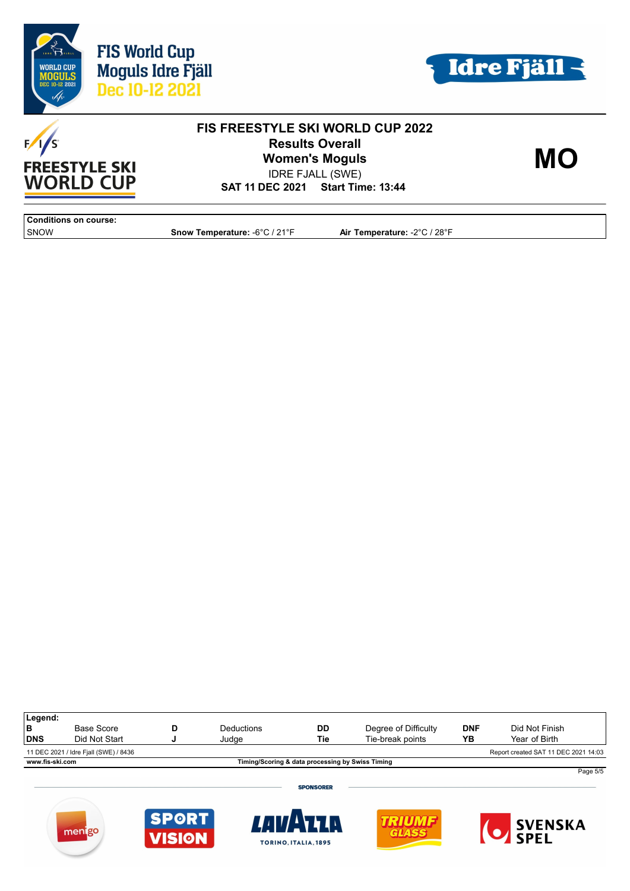# FIS FREESTYLE SKI WORLD CUP 2022

## Results Overall

## Women's Moguls

IDRE FJALL (SWE)

**SAT 11 DEC 2021 Start Time: 13:44**

**MO**

| **Conditions on course:** | | |
|---|---|---|
| SNOW | **Snow Temperature:** -6°C / 21°F | **Air Temperature:** -2°C / 28°F |

**Legend:**

| | | | | | | | |
|---|---|---|---|---|---|---|---|
| **B** | Base Score | **D** | Deductions | **DD** | Degree of Difficulty | **DNF** | Did Not Finish |
| **DNS** | Did Not Start | **J** | Judge | **Tie** | Tie-break points | **YB** | Year of Birth |

11 DEC 2021 / Idre Fjall (SWE) / 8436

Report created SAT 11 DEC 2021 14:03

www.fis-ski.com

Timing/Scoring & data processing by Swiss Timing

SPONSORER